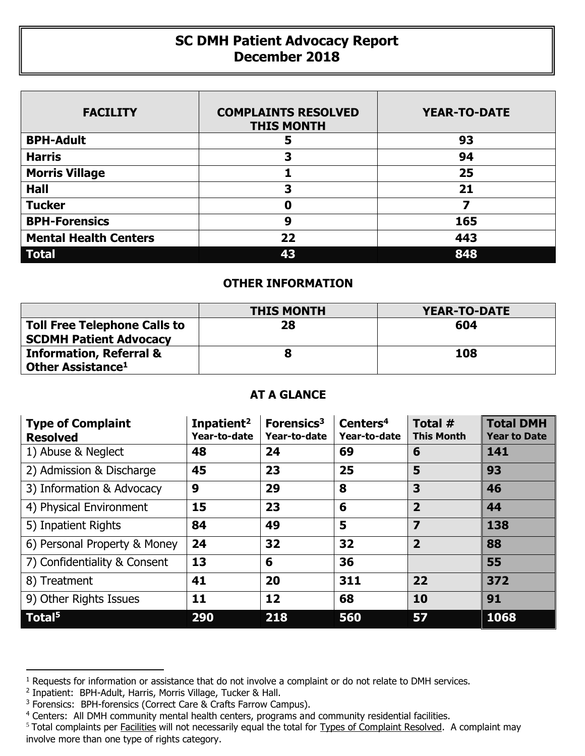# SC DMH Patient Advocacy Report
## December 2018

| FACILITY | COMPLAINTS RESOLVED THIS MONTH | YEAR-TO-DATE |
|---|---|---|
| **BPH-Adult** | **5** | **93** |
| **Harris** | **3** | **94** |
| **Morris Village** | **1** | **25** |
| **Hall** | **3** | **21** |
| **Tucker** | **0** | **7** |
| **BPH-Forensics** | **9** | **165** |
| **Mental Health Centers** | **22** | **443** |
| **Total** | **43** | **848** |

### OTHER INFORMATION

| | THIS MONTH | YEAR-TO-DATE |
|---|---|---|
| **Toll Free Telephone Calls to SCDMH Patient Advocacy** | **28** | **604** |
| **Information, Referral & Other Assistance**[1] | **8** | **108** |

### AT A GLANCE

| Type of Complaint Resolved | Inpatient[2] Year-to-date | Forensics[3] Year-to-date | Centers[4] Year-to-date | Total # This Month | Total DMH Year to Date |
|---|---|---|---|---|---|
| 1) Abuse & Neglect | **48** | **24** | **69** | **6** | **141** |
| 2) Admission & Discharge | **45** | **23** | **25** | **5** | **93** |
| 3) Information & Advocacy | **9** | **29** | **8** | **3** | **46** |
| 4) Physical Environment | **15** | **23** | **6** | **2** | **44** |
| 5) Inpatient Rights | **84** | **49** | **5** | **7** | **138** |
| 6) Personal Property & Money | **24** | **32** | **32** | **2** | **88** |
| 7) Confidentiality & Consent | **13** | **6** | **36** | | **55** |
| 8) Treatment | **41** | **20** | **311** | **22** | **372** |
| 9) Other Rights Issues | **11** | **12** | **68** | **10** | **91** |
| **Total**[5] | **290** | **218** | **560** | **57** | **1068** |

---

[1] Requests for information or assistance that do not involve a complaint or do not relate to DMH services.

[2] Inpatient: BPH-Adult, Harris, Morris Village, Tucker & Hall.

[3] Forensics: BPH-forensics (Correct Care & Crafts Farrow Campus).

[4] Centers: All DMH community mental health centers, programs and community residential facilities.

[5] Total complaints per Facilities will not necessarily equal the total for Types of Complaint Resolved. A complaint may involve more than one type of rights category.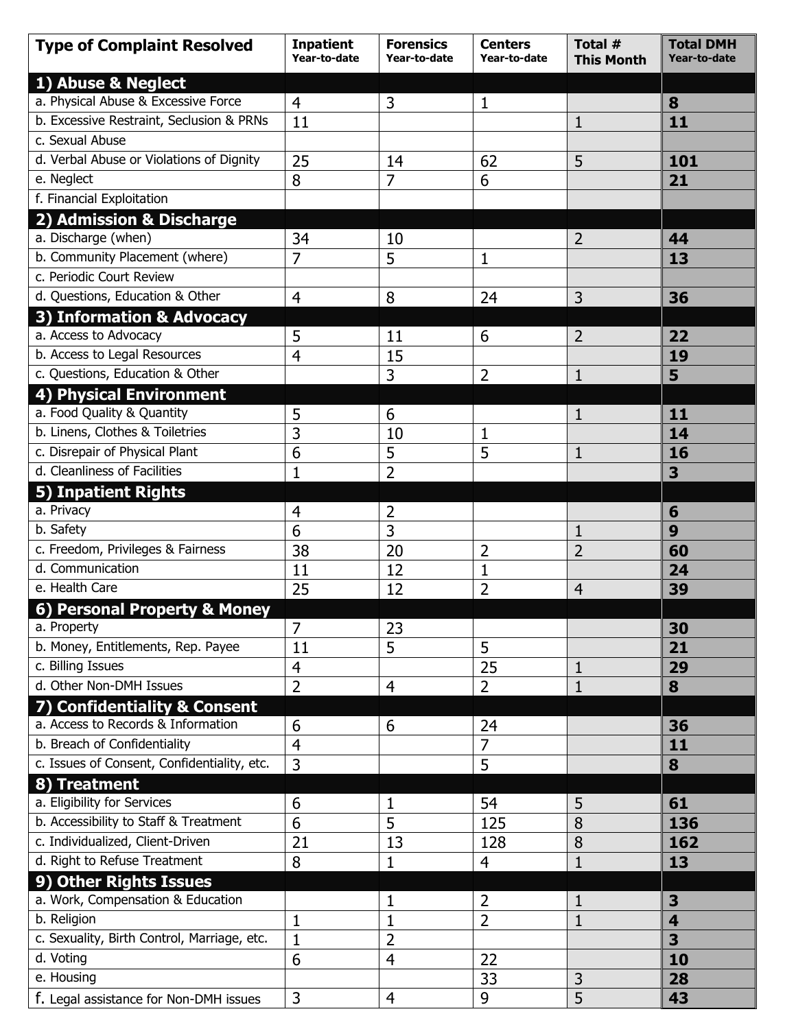| Type of Complaint Resolved | Inpatient Year-to-date | Forensics Year-to-date | Centers Year-to-date | Total # This Month | Total DMH Year-to-date |
|---|---|---|---|---|---|
| **1) Abuse & Neglect** | | | | | |
| a. Physical Abuse & Excessive Force | 4 | 3 | 1 | | **8** |
| b. Excessive Restraint, Seclusion & PRNs | 11 | | | 1 | **11** |
| c. Sexual Abuse | | | | | |
| d. Verbal Abuse or Violations of Dignity | 25 | 14 | 62 | 5 | **101** |
| e. Neglect | 8 | 7 | 6 | | **21** |
| f. Financial Exploitation | | | | | |
| **2) Admission & Discharge** | | | | | |
| a. Discharge (when) | 34 | 10 | | 2 | **44** |
| b. Community Placement (where) | 7 | 5 | 1 | | **13** |
| c. Periodic Court Review | | | | | |
| d. Questions, Education & Other | 4 | 8 | 24 | 3 | **36** |
| **3) Information & Advocacy** | | | | | |
| a. Access to Advocacy | 5 | 11 | 6 | 2 | **22** |
| b. Access to Legal Resources | 4 | 15 | | | **19** |
| c. Questions, Education & Other | | 3 | 2 | 1 | **5** |
| **4) Physical Environment** | | | | | |
| a. Food Quality & Quantity | 5 | 6 | | 1 | **11** |
| b. Linens, Clothes & Toiletries | 3 | 10 | 1 | | **14** |
| c. Disrepair of Physical Plant | 6 | 5 | 5 | 1 | **16** |
| d. Cleanliness of Facilities | 1 | 2 | | | **3** |
| **5) Inpatient Rights** | | | | | |
| a. Privacy | 4 | 2 | | | **6** |
| b. Safety | 6 | 3 | | 1 | **9** |
| c. Freedom, Privileges & Fairness | 38 | 20 | 2 | 2 | **60** |
| d. Communication | 11 | 12 | 1 | | **24** |
| e. Health Care | 25 | 12 | 2 | 4 | **39** |
| **6) Personal Property & Money** | | | | | |
| a. Property | 7 | 23 | | | **30** |
| b. Money, Entitlements, Rep. Payee | 11 | 5 | 5 | | **21** |
| c. Billing Issues | 4 | | 25 | 1 | **29** |
| d. Other Non-DMH Issues | 2 | 4 | 2 | 1 | **8** |
| **7) Confidentiality & Consent** | | | | | |
| a. Access to Records & Information | 6 | 6 | 24 | | **36** |
| b. Breach of Confidentiality | 4 | | 7 | | **11** |
| c. Issues of Consent, Confidentiality, etc. | 3 | | 5 | | **8** |
| **8) Treatment** | | | | | |
| a. Eligibility for Services | 6 | 1 | 54 | 5 | **61** |
| b. Accessibility to Staff & Treatment | 6 | 5 | 125 | 8 | **136** |
| c. Individualized, Client-Driven | 21 | 13 | 128 | 8 | **162** |
| d. Right to Refuse Treatment | 8 | 1 | 4 | 1 | **13** |
| **9) Other Rights Issues** | | | | | |
| a. Work, Compensation & Education | | 1 | 2 | 1 | **3** |
| b. Religion | 1 | 1 | 2 | 1 | **4** |
| c. Sexuality, Birth Control, Marriage, etc. | 1 | 2 | | | **3** |
| d. Voting | 6 | 4 | 22 | | **10** |
| e. Housing | | | 33 | 3 | **28** |
| f. Legal assistance for Non-DMH issues | 3 | 4 | 9 | 5 | **43** |